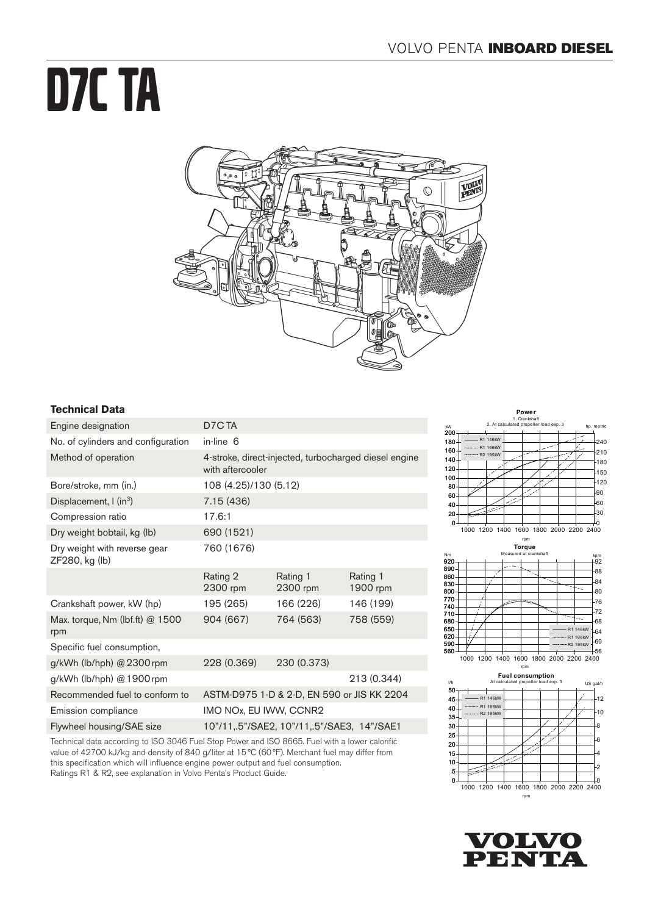VOLVO PENTA **INBOARD DIESEL**

# D7C TA

## Technical Data

| Engine designation | D7C TA | | |
|---|---|---|---|
| No. of cylinders and configuration | in-line 6 | | |
| Method of operation | 4-stroke, direct-injected, turbocharged diesel engine with aftercooler | | |
| Bore/stroke, mm (in.) | 108 (4.25)/130 (5.12) | | |
| Displacement, l (in³) | 7.15 (436) | | |
| Compression ratio | 17.6:1 | | |
| Dry weight bobtail, kg (lb) | 690 (1521) | | |
| Dry weight with reverse gear ZF280, kg (lb) | 760 (1676) | | |
| | Rating 2 2300 rpm | Rating 1 2300 rpm | Rating 1 1900 rpm |
| Crankshaft power, kW (hp) | 195 (265) | 166 (226) | 146 (199) |
| Max. torque, Nm (lbf.ft) @ 1500 rpm | 904 (667) | 764 (563) | 758 (559) |
| Specific fuel consumption, | | | |
| g/kWh (lb/hph) @ 2300 rpm | 228 (0.369) | 230 (0.373) | |
| g/kWh (lb/hph) @ 1900 rpm | | | 213 (0.344) |
| Recommended fuel to conform to | ASTM-D975 1-D & 2-D, EN 590 or JIS KK 2204 | | |
| Emission compliance | IMO NOx, EU IWW, CCNR2 | | |
| Flywheel housing/SAE size | 10"/11,.5"/SAE2, 10"/11,.5"/SAE3, 14"/SAE1 | | |

Technical data according to ISO 3046 Fuel Stop Power and ISO 8665. Fuel with a lower calorific value of 42700 kJ/kg and density of 840 g/liter at 15 °C (60 °F). Merchant fuel may differ from this specification which will influence engine power output and fuel consumption.
Ratings R1 & R2, see explanation in Volvo Penta's Product Guide.

**Power**
1. Crankshaft
2. At calculated propeller load exp. 3

**Torque**
Measured at crankshaft

**Fuel consumption**
At calculated propeller load exp. 3

VOLVO PENTA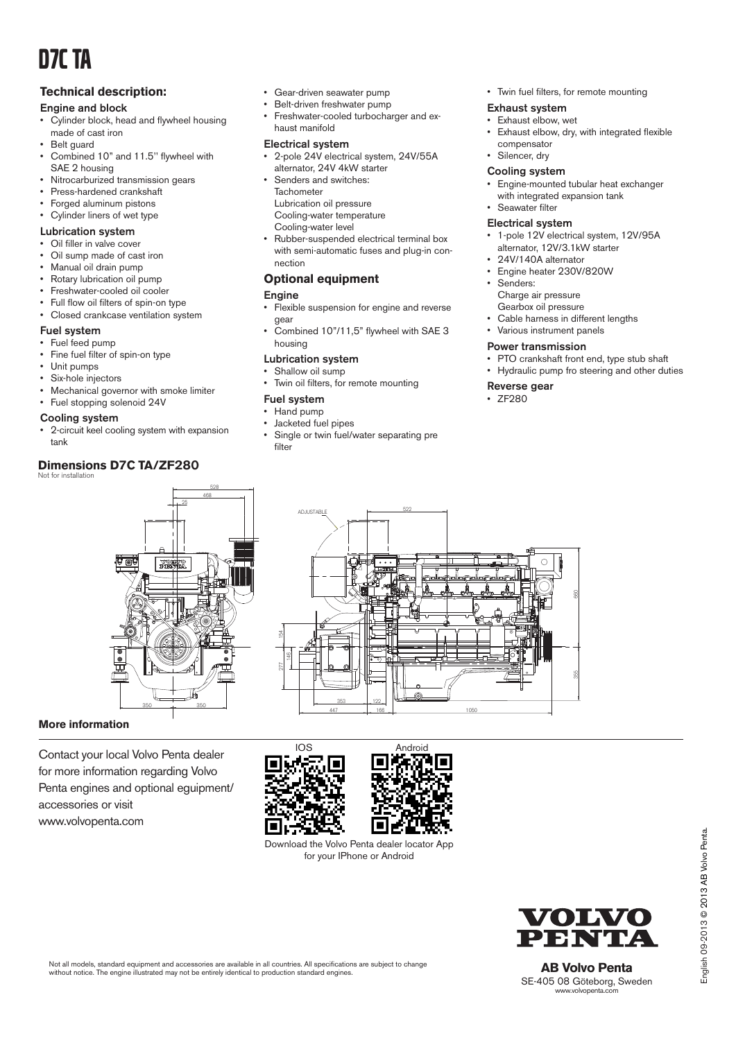# D7C TA

## Technical description:

### Engine and block
- Cylinder block, head and flywheel housing made of cast iron
- Belt guard
- Combined 10" and 11.5'' flywheel with SAE 2 housing
- Nitrocarburized transmission gears
- Press-hardened crankshaft
- Forged aluminum pistons
- Cylinder liners of wet type

### Lubrication system
- Oil filler in valve cover
- Oil sump made of cast iron
- Manual oil drain pump
- Rotary lubrication oil pump
- Freshwater-cooled oil cooler
- Full flow oil filters of spin-on type
- Closed crankcase ventilation system

### Fuel system
- Fuel feed pump
- Fine fuel filter of spin-on type
- Unit pumps
- Six-hole injectors
- Mechanical governor with smoke limiter
- Fuel stopping solenoid 24V

### Cooling system
- 2-circuit keel cooling system with expansion tank
- Gear-driven seawater pump
- Belt-driven freshwater pump
- Freshwater-cooled turbocharger and exhaust manifold

### Electrical system
- 2-pole 24V electrical system, 24V/55A alternator, 24V 4kW starter
- Senders and switches:
  Tachometer
  Lubrication oil pressure
  Cooling-water temperature
  Cooling-water level
- Rubber-suspended electrical terminal box with semi-automatic fuses and plug-in connection

## Optional equipment

### Engine
- Flexible suspension for engine and reverse gear
- Combined 10"/11,5" flywheel with SAE 3 housing

### Lubrication system
- Shallow oil sump
- Twin oil filters, for remote mounting

### Fuel system
- Hand pump
- Jacketed fuel pipes
- Single or twin fuel/water separating pre filter
- Twin fuel filters, for remote mounting

### Exhaust system
- Exhaust elbow, wet
- Exhaust elbow, dry, with integrated flexible compensator
- Silencer, dry

### Cooling system
- Engine-mounted tubular heat exchanger with integrated expansion tank
- Seawater filter

### Electrical system
- 1-pole 12V electrical system, 12V/95A alternator, 12V/3.1kW starter
- 24V/140A alternator
- Engine heater 230V/820W
- Senders:
  Charge air pressure
  Gearbox oil pressure
- Cable harness in different lengths
- Various instrument panels

### Power transmission
- PTO crankshaft front end, type stub shaft
- Hydraulic pump fro steering and other duties

### Reverse gear
- ZF280

## Dimensions D7C TA/ZF280

Not for installation

528
468
25
350
350
ADJUSTABLE
522
154
145
277
353
122
447
166
1050
660
355

### More information

Contact your local Volvo Penta dealer for more information regarding Volvo Penta engines and optional equipment/ accessories or visit www.volvopenta.com

IOS
Android

Download the Volvo Penta dealer locator App for your IPhone or Android

Not all models, standard equipment and accessories are available in all countries. All specifications are subject to change without notice. The engine illustrated may not be entirely identical to production standard engines.

**AB Volvo Penta**
SE-405 08 Göteborg, Sweden
www.volvopenta.com

English 09-2013 © 2013 AB Volvo Penta.